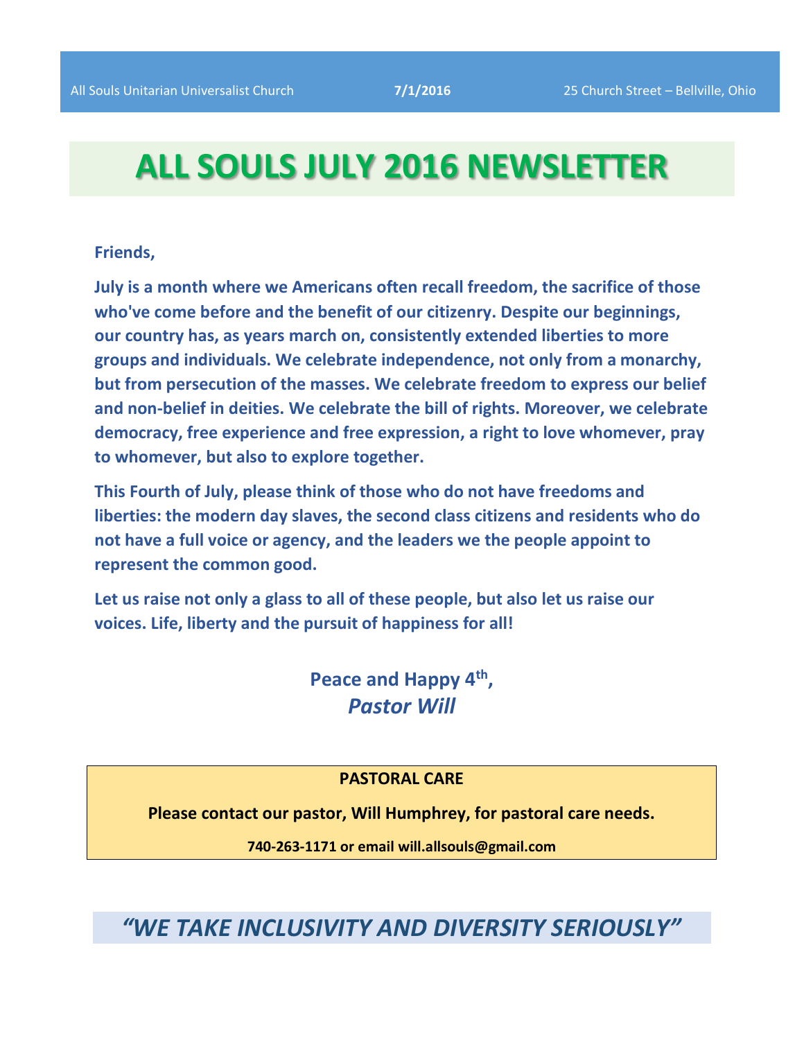All Souls Unitarian Universalist Church **7/1/2016** 25 Church Street – Bellville, Ohio

# ALL SOULS JULY 2016 NEWSLETTER

**Friends,**

**July is a month where we Americans often recall freedom, the sacrifice of those who've come before and the benefit of our citizenry. Despite our beginnings, our country has, as years march on, consistently extended liberties to more groups and individuals. We celebrate independence, not only from a monarchy, but from persecution of the masses. We celebrate freedom to express our belief and non-belief in deities. We celebrate the bill of rights. Moreover, we celebrate democracy, free experience and free expression, a right to love whomever, pray to whomever, but also to explore together.**

**This Fourth of July, please think of those who do not have freedoms and liberties: the modern day slaves, the second class citizens and residents who do not have a full voice or agency, and the leaders we the people appoint to represent the common good.**

**Let us raise not only a glass to all of these people, but also let us raise our voices. Life, liberty and the pursuit of happiness for all!**

**Peace and Happy 4th,**
***Pastor Will***

**PASTORAL CARE**

**Please contact our pastor, Will Humphrey, for pastoral care needs.**

**740-263-1171 or email will.allsouls@gmail.com**

## *"WE TAKE INCLUSIVITY AND DIVERSITY SERIOUSLY"*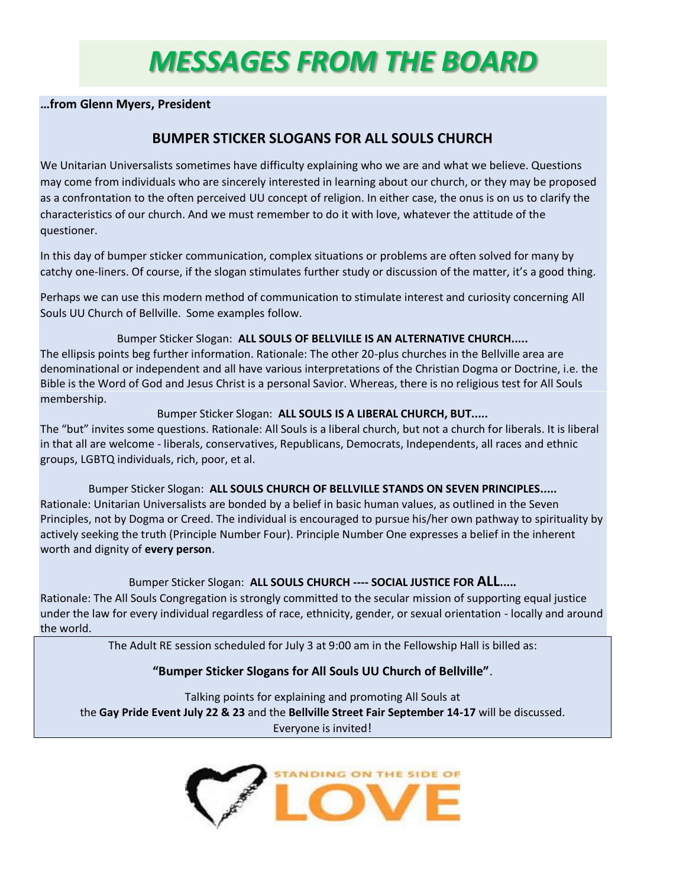# MESSAGES FROM THE BOARD

**…from Glenn Myers, President**

## BUMPER STICKER SLOGANS FOR ALL SOULS CHURCH

We Unitarian Universalists sometimes have difficulty explaining who we are and what we believe. Questions may come from individuals who are sincerely interested in learning about our church, or they may be proposed as a confrontation to the often perceived UU concept of religion. In either case, the onus is on us to clarify the characteristics of our church. And we must remember to do it with love, whatever the attitude of the questioner.

In this day of bumper sticker communication, complex situations or problems are often solved for many by catchy one-liners. Of course, if the slogan stimulates further study or discussion of the matter, it's a good thing.

Perhaps we can use this modern method of communication to stimulate interest and curiosity concerning All Souls UU Church of Bellville. Some examples follow.

Bumper Sticker Slogan: **ALL SOULS OF BELLVILLE IS AN ALTERNATIVE CHURCH.....**

The ellipsis points beg further information. Rationale: The other 20-plus churches in the Bellville area are denominational or independent and all have various interpretations of the Christian Dogma or Doctrine, i.e. the Bible is the Word of God and Jesus Christ is a personal Savior. Whereas, there is no religious test for All Souls membership.

Bumper Sticker Slogan: **ALL SOULS IS A LIBERAL CHURCH, BUT.....**

The "but" invites some questions. Rationale: All Souls is a liberal church, but not a church for liberals. It is liberal in that all are welcome - liberals, conservatives, Republicans, Democrats, Independents, all races and ethnic groups, LGBTQ individuals, rich, poor, et al.

Bumper Sticker Slogan: **ALL SOULS CHURCH OF BELLVILLE STANDS ON SEVEN PRINCIPLES.....**

Rationale: Unitarian Universalists are bonded by a belief in basic human values, as outlined in the Seven Principles, not by Dogma or Creed. The individual is encouraged to pursue his/her own pathway to spirituality by actively seeking the truth (Principle Number Four). Principle Number One expresses a belief in the inherent worth and dignity of **every person**.

Bumper Sticker Slogan: **ALL SOULS CHURCH ---- SOCIAL JUSTICE FOR ALL.....**

Rationale: The All Souls Congregation is strongly committed to the secular mission of supporting equal justice under the law for every individual regardless of race, ethnicity, gender, or sexual orientation - locally and around the world.

The Adult RE session scheduled for July 3 at 9:00 am in the Fellowship Hall is billed as:

**"Bumper Sticker Slogans for All Souls UU Church of Bellville"**.

Talking points for explaining and promoting All Souls at the **Gay Pride Event July 22 & 23** and the **Bellville Street Fair September 14-17** will be discussed. Everyone is invited!

STANDING ON THE SIDE OF LOVE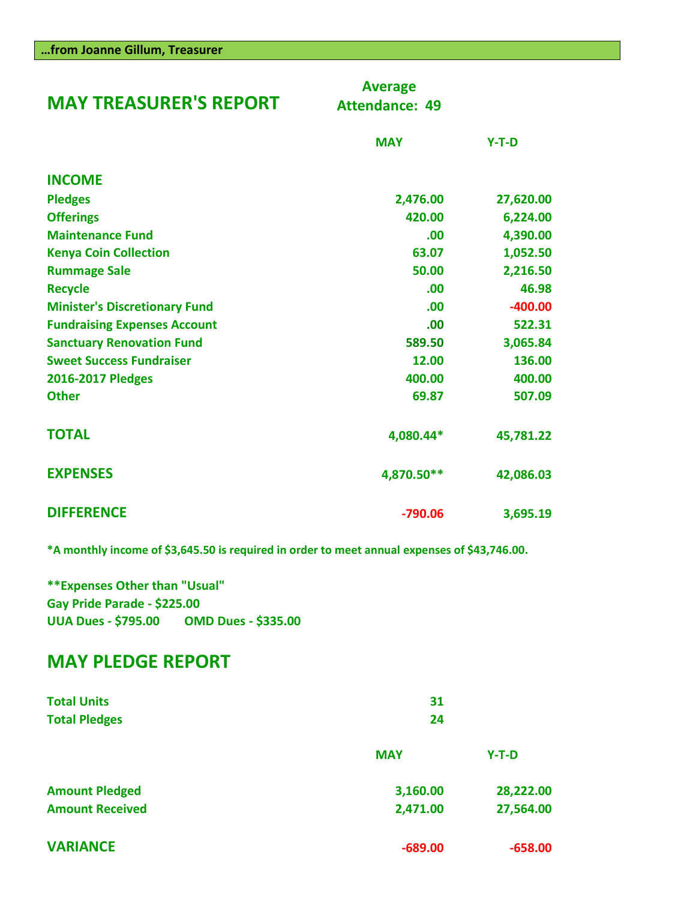**…from Joanne Gillum, Treasurer**

## MAY TREASURER'S REPORT

**Average Attendance: 49**

| | MAY | Y-T-D |
|---|---|---|
| **INCOME** | | |
| Pledges | 2,476.00 | 27,620.00 |
| Offerings | 420.00 | 6,224.00 |
| Maintenance Fund | .00 | 4,390.00 |
| Kenya Coin Collection | 63.07 | 1,052.50 |
| Rummage Sale | 50.00 | 2,216.50 |
| Recycle | .00 | 46.98 |
| Minister's Discretionary Fund | .00 | -400.00 |
| Fundraising Expenses Account | .00 | 522.31 |
| Sanctuary Renovation Fund | 589.50 | 3,065.84 |
| Sweet Success Fundraiser | 12.00 | 136.00 |
| 2016-2017 Pledges | 400.00 | 400.00 |
| Other | 69.87 | 507.09 |
| **TOTAL** | 4,080.44* | 45,781.22 |
| **EXPENSES** | 4,870.50** | 42,086.03 |
| **DIFFERENCE** | -790.06 | 3,695.19 |

*A monthly income of $3,645.50 is required in order to meet annual expenses of $43,746.00.

**Expenses Other than "Usual"
Gay Pride Parade - $225.00
UUA Dues - $795.00 OMD Dues - $335.00

## MAY PLEDGE REPORT

| | |
|---|---|
| Total Units | 31 |
| Total Pledges | 24 |

| | MAY | Y-T-D |
|---|---|---|
| Amount Pledged | 3,160.00 | 28,222.00 |
| Amount Received | 2,471.00 | 27,564.00 |
| **VARIANCE** | -689.00 | -658.00 |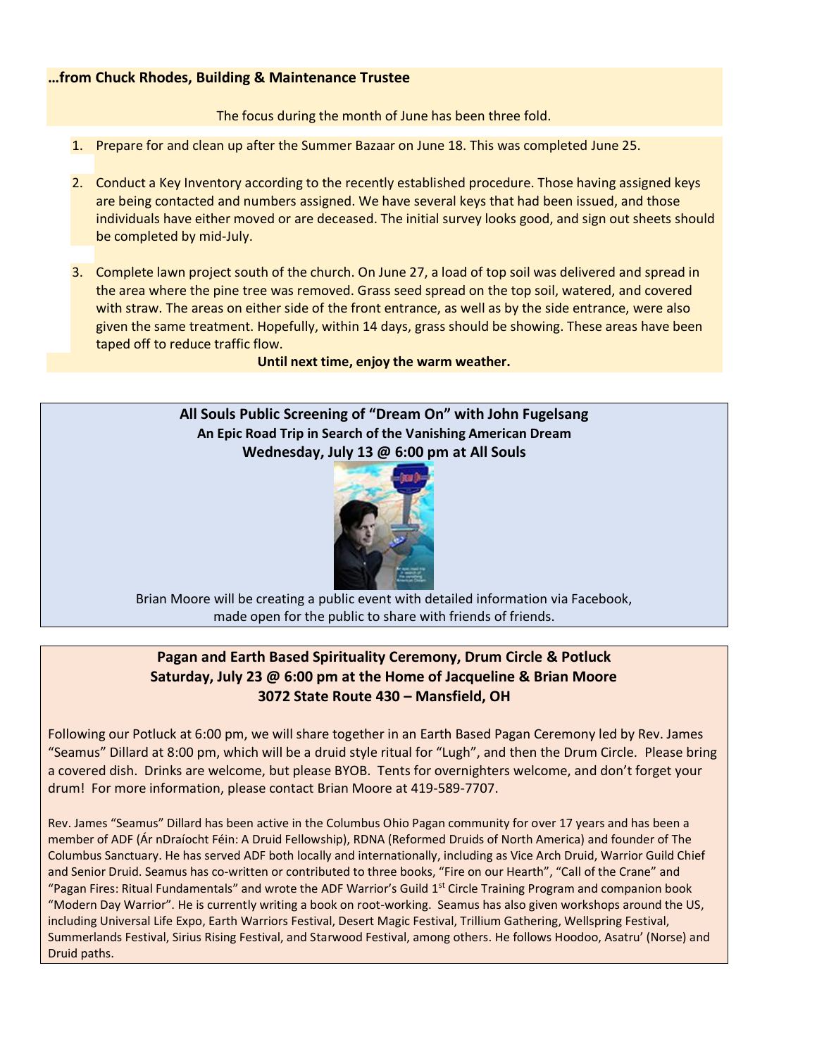**…from Chuck Rhodes, Building & Maintenance Trustee**

The focus during the month of June has been three fold.

1. Prepare for and clean up after the Summer Bazaar on June 18. This was completed June 25.

2. Conduct a Key Inventory according to the recently established procedure. Those having assigned keys are being contacted and numbers assigned. We have several keys that had been issued, and those individuals have either moved or are deceased. The initial survey looks good, and sign out sheets should be completed by mid-July.

3. Complete lawn project south of the church. On June 27, a load of top soil was delivered and spread in the area where the pine tree was removed. Grass seed spread on the top soil, watered, and covered with straw. The areas on either side of the front entrance, as well as by the side entrance, were also given the same treatment. Hopefully, within 14 days, grass should be showing. These areas have been taped off to reduce traffic flow.

**Until next time, enjoy the warm weather.**

**All Souls Public Screening of "Dream On" with John Fugelsang**
**An Epic Road Trip in Search of the Vanishing American Dream**
**Wednesday, July 13 @ 6:00 pm at All Souls**

Brian Moore will be creating a public event with detailed information via Facebook, made open for the public to share with friends of friends.

**Pagan and Earth Based Spirituality Ceremony, Drum Circle & Potluck**
**Saturday, July 23 @ 6:00 pm at the Home of Jacqueline & Brian Moore**
**3072 State Route 430 – Mansfield, OH**

Following our Potluck at 6:00 pm, we will share together in an Earth Based Pagan Ceremony led by Rev. James "Seamus" Dillard at 8:00 pm, which will be a druid style ritual for "Lugh", and then the Drum Circle. Please bring a covered dish. Drinks are welcome, but please BYOB. Tents for overnighters welcome, and don't forget your drum! For more information, please contact Brian Moore at 419-589-7707.

Rev. James "Seamus" Dillard has been active in the Columbus Ohio Pagan community for over 17 years and has been a member of ADF (Ár nDraíocht Féin: A Druid Fellowship), RDNA (Reformed Druids of North America) and founder of The Columbus Sanctuary. He has served ADF both locally and internationally, including as Vice Arch Druid, Warrior Guild Chief and Senior Druid. Seamus has co-written or contributed to three books, "Fire on our Hearth", "Call of the Crane" and "Pagan Fires: Ritual Fundamentals" and wrote the ADF Warrior's Guild 1st Circle Training Program and companion book "Modern Day Warrior". He is currently writing a book on root-working. Seamus has also given workshops around the US, including Universal Life Expo, Earth Warriors Festival, Desert Magic Festival, Trillium Gathering, Wellspring Festival, Summerlands Festival, Sirius Rising Festival, and Starwood Festival, among others. He follows Hoodoo, Asatru' (Norse) and Druid paths.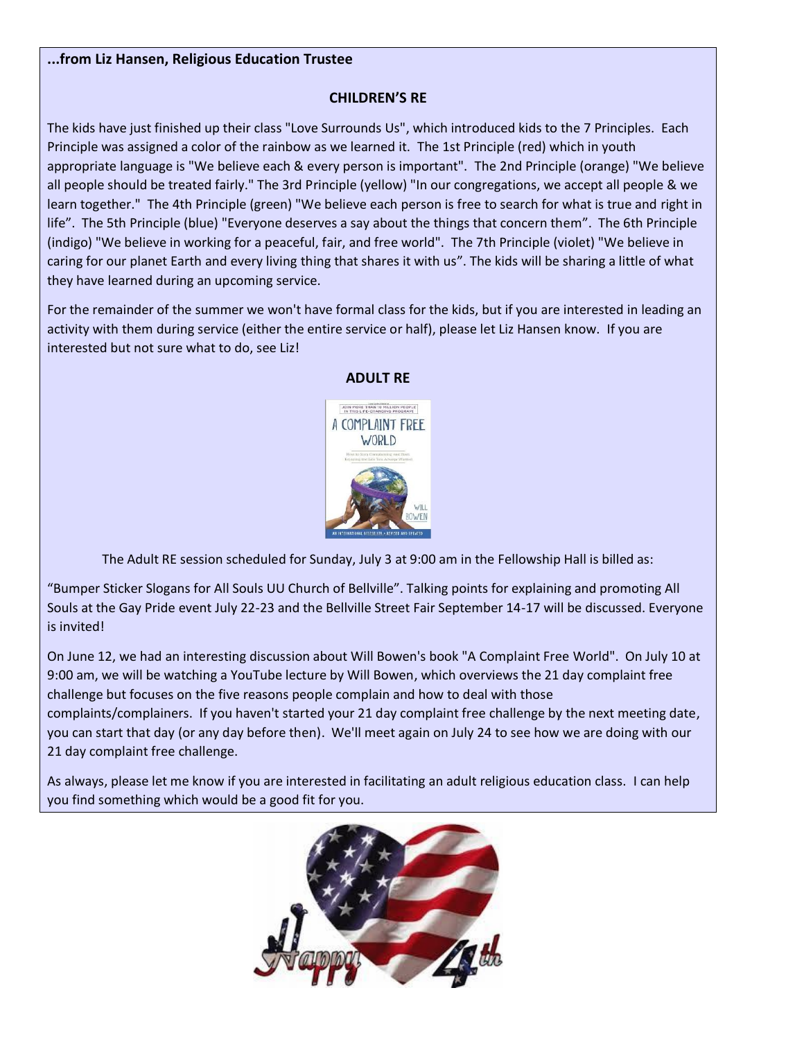**...from Liz Hansen, Religious Education Trustee**

## CHILDREN'S RE

The kids have just finished up their class "Love Surrounds Us", which introduced kids to the 7 Principles. Each Principle was assigned a color of the rainbow as we learned it. The 1st Principle (red) which in youth appropriate language is "We believe each & every person is important". The 2nd Principle (orange) "We believe all people should be treated fairly." The 3rd Principle (yellow) "In our congregations, we accept all people & we learn together." The 4th Principle (green) "We believe each person is free to search for what is true and right in life". The 5th Principle (blue) "Everyone deserves a say about the things that concern them". The 6th Principle (indigo) "We believe in working for a peaceful, fair, and free world". The 7th Principle (violet) "We believe in caring for our planet Earth and every living thing that shares it with us". The kids will be sharing a little of what they have learned during an upcoming service.

For the remainder of the summer we won't have formal class for the kids, but if you are interested in leading an activity with them during service (either the entire service or half), please let Liz Hansen know. If you are interested but not sure what to do, see Liz!

## ADULT RE

The Adult RE session scheduled for Sunday, July 3 at 9:00 am in the Fellowship Hall is billed as:

"Bumper Sticker Slogans for All Souls UU Church of Bellville". Talking points for explaining and promoting All Souls at the Gay Pride event July 22-23 and the Bellville Street Fair September 14-17 will be discussed. Everyone is invited!

On June 12, we had an interesting discussion about Will Bowen's book "A Complaint Free World". On July 10 at 9:00 am, we will be watching a YouTube lecture by Will Bowen, which overviews the 21 day complaint free challenge but focuses on the five reasons people complain and how to deal with those complaints/complainers. If you haven't started your 21 day complaint free challenge by the next meeting date, you can start that day (or any day before then). We'll meet again on July 24 to see how we are doing with our 21 day complaint free challenge.

As always, please let me know if you are interested in facilitating an adult religious education class. I can help you find something which would be a good fit for you.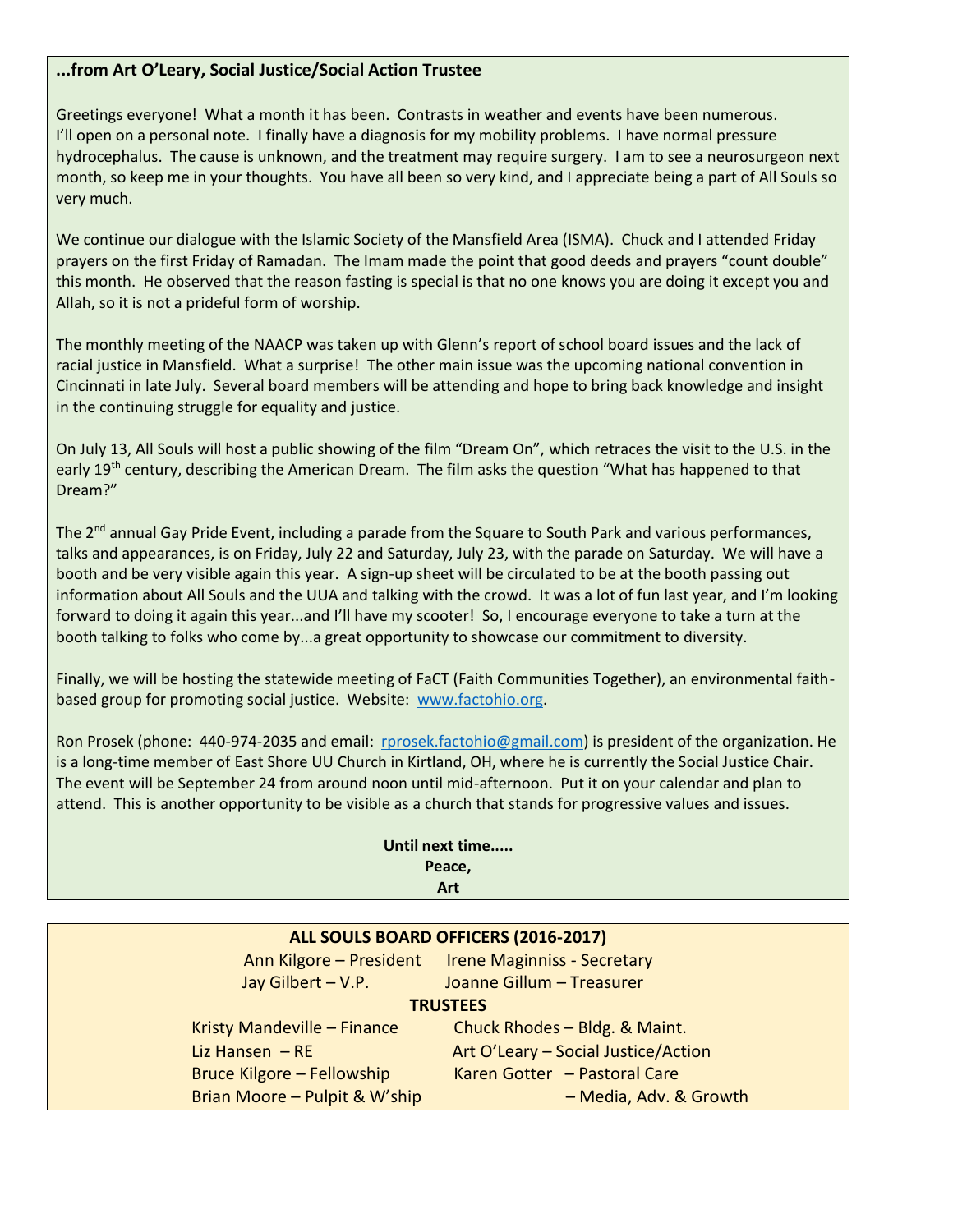**...from Art O'Leary, Social Justice/Social Action Trustee**

Greetings everyone! What a month it has been. Contrasts in weather and events have been numerous. I'll open on a personal note. I finally have a diagnosis for my mobility problems. I have normal pressure hydrocephalus. The cause is unknown, and the treatment may require surgery. I am to see a neurosurgeon next month, so keep me in your thoughts. You have all been so very kind, and I appreciate being a part of All Souls so very much.

We continue our dialogue with the Islamic Society of the Mansfield Area (ISMA). Chuck and I attended Friday prayers on the first Friday of Ramadan. The Imam made the point that good deeds and prayers "count double" this month. He observed that the reason fasting is special is that no one knows you are doing it except you and Allah, so it is not a prideful form of worship.

The monthly meeting of the NAACP was taken up with Glenn's report of school board issues and the lack of racial justice in Mansfield. What a surprise! The other main issue was the upcoming national convention in Cincinnati in late July. Several board members will be attending and hope to bring back knowledge and insight in the continuing struggle for equality and justice.

On July 13, All Souls will host a public showing of the film "Dream On", which retraces the visit to the U.S. in the early 19th century, describing the American Dream. The film asks the question "What has happened to that Dream?"

The 2nd annual Gay Pride Event, including a parade from the Square to South Park and various performances, talks and appearances, is on Friday, July 22 and Saturday, July 23, with the parade on Saturday. We will have a booth and be very visible again this year. A sign-up sheet will be circulated to be at the booth passing out information about All Souls and the UUA and talking with the crowd. It was a lot of fun last year, and I'm looking forward to doing it again this year...and I'll have my scooter! So, I encourage everyone to take a turn at the booth talking to folks who come by...a great opportunity to showcase our commitment to diversity.

Finally, we will be hosting the statewide meeting of FaCT (Faith Communities Together), an environmental faith-based group for promoting social justice. Website: www.factohio.org.

Ron Prosek (phone: 440-974-2035 and email: rprosek.factohio@gmail.com) is president of the organization. He is a long-time member of East Shore UU Church in Kirtland, OH, where he is currently the Social Justice Chair. The event will be September 24 from around noon until mid-afternoon. Put it on your calendar and plan to attend. This is another opportunity to be visible as a church that stands for progressive values and issues.

**Until next time.....**
**Peace,**
**Art**

**ALL SOULS BOARD OFFICERS (2016-2017)**

Ann Kilgore – President
Irene Maginniss - Secretary
Jay Gilbert – V.P.
Joanne Gillum – Treasurer

**TRUSTEES**

Kristy Mandeville – Finance
Chuck Rhodes – Bldg. & Maint.
Liz Hansen – RE
Art O'Leary – Social Justice/Action
Bruce Kilgore – Fellowship
Karen Gotter – Pastoral Care
Brian Moore – Pulpit & W'ship
– Media, Adv. & Growth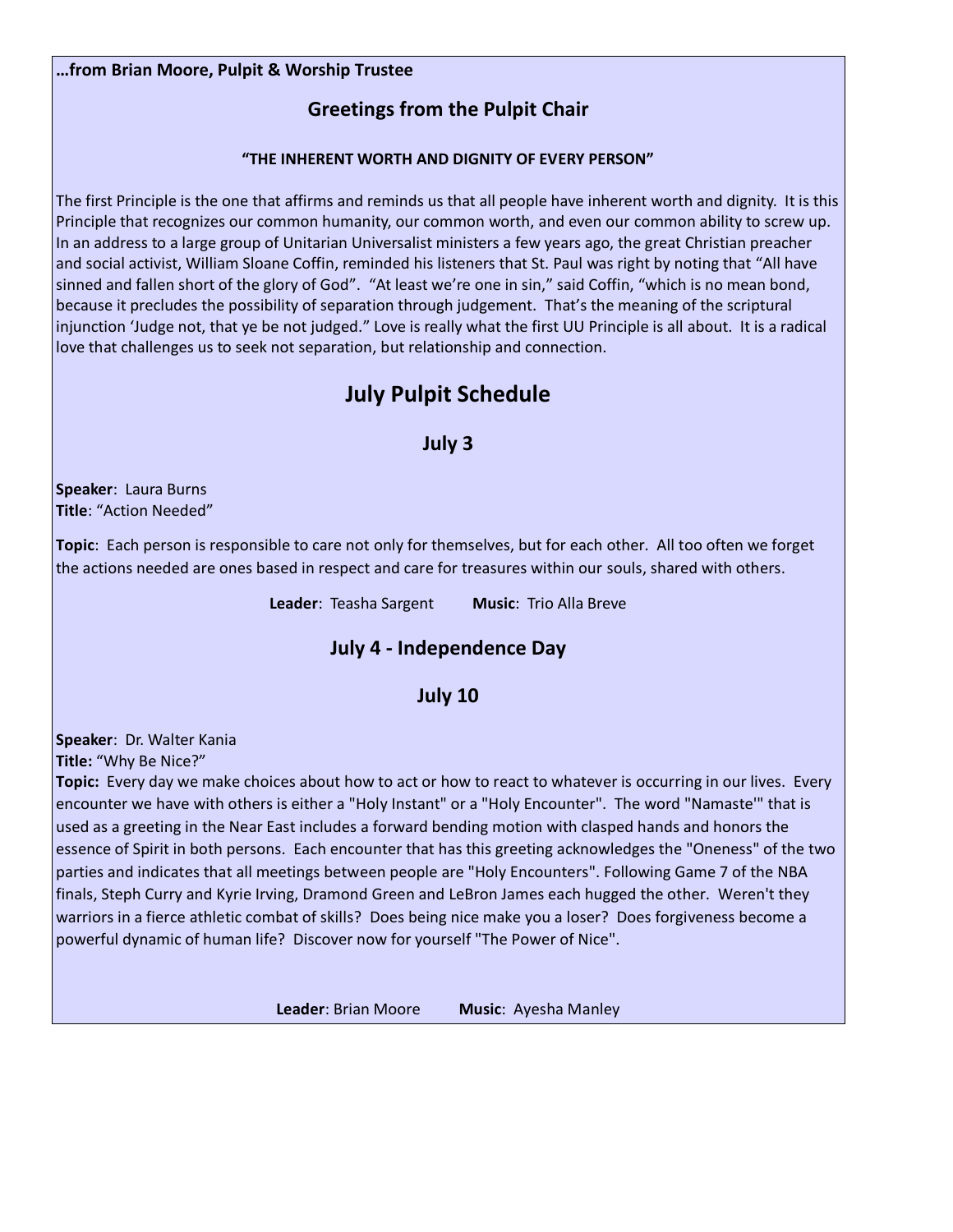**…from Brian Moore, Pulpit & Worship Trustee**

## Greetings from the Pulpit Chair

**"THE INHERENT WORTH AND DIGNITY OF EVERY PERSON"**

The first Principle is the one that affirms and reminds us that all people have inherent worth and dignity. It is this Principle that recognizes our common humanity, our common worth, and even our common ability to screw up. In an address to a large group of Unitarian Universalist ministers a few years ago, the great Christian preacher and social activist, William Sloane Coffin, reminded his listeners that St. Paul was right by noting that "All have sinned and fallen short of the glory of God". "At least we're one in sin," said Coffin, "which is no mean bond, because it precludes the possibility of separation through judgement. That's the meaning of the scriptural injunction 'Judge not, that ye be not judged." Love is really what the first UU Principle is all about. It is a radical love that challenges us to seek not separation, but relationship and connection.

# July Pulpit Schedule

## July 3

**Speaker**: Laura Burns
**Title**: "Action Needed"

**Topic**: Each person is responsible to care not only for themselves, but for each other. All too often we forget the actions needed are ones based in respect and care for treasures within our souls, shared with others.

**Leader**: Teasha Sargent **Music**: Trio Alla Breve

## July 4 - Independence Day

## July 10

**Speaker**: Dr. Walter Kania
**Title:** "Why Be Nice?"
**Topic:** Every day we make choices about how to act or how to react to whatever is occurring in our lives. Every encounter we have with others is either a "Holy Instant" or a "Holy Encounter". The word "Namaste'" that is used as a greeting in the Near East includes a forward bending motion with clasped hands and honors the essence of Spirit in both persons. Each encounter that has this greeting acknowledges the "Oneness" of the two parties and indicates that all meetings between people are "Holy Encounters". Following Game 7 of the NBA finals, Steph Curry and Kyrie Irving, Dramond Green and LeBron James each hugged the other. Weren't they warriors in a fierce athletic combat of skills? Does being nice make you a loser? Does forgiveness become a powerful dynamic of human life? Discover now for yourself "The Power of Nice".

**Leader**: Brian Moore **Music**: Ayesha Manley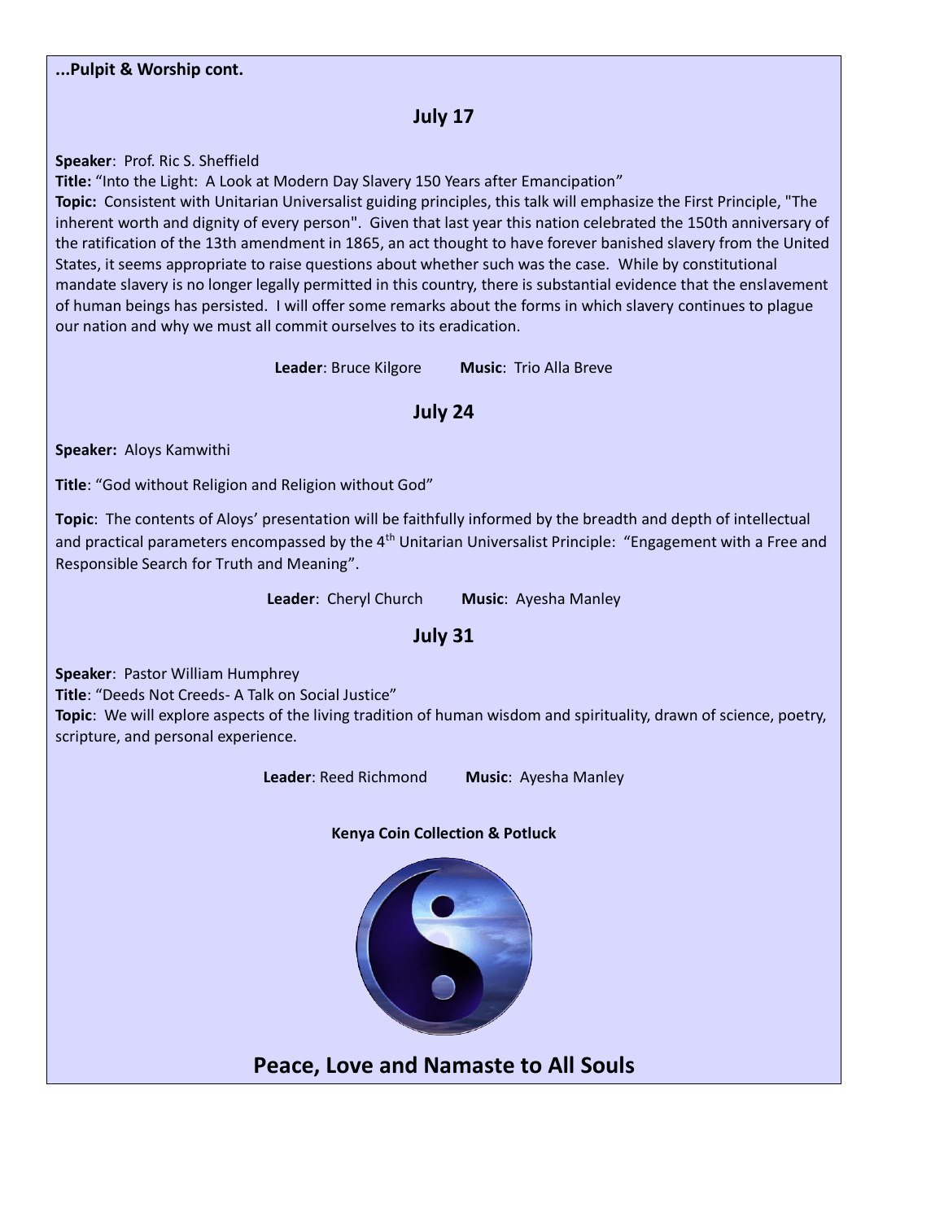**...Pulpit & Worship cont.**

## July 17

**Speaker**: Prof. Ric S. Sheffield
**Title:** "Into the Light: A Look at Modern Day Slavery 150 Years after Emancipation"
**Topic:** Consistent with Unitarian Universalist guiding principles, this talk will emphasize the First Principle, "The inherent worth and dignity of every person". Given that last year this nation celebrated the 150th anniversary of the ratification of the 13th amendment in 1865, an act thought to have forever banished slavery from the United States, it seems appropriate to raise questions about whether such was the case. While by constitutional mandate slavery is no longer legally permitted in this country, there is substantial evidence that the enslavement of human beings has persisted. I will offer some remarks about the forms in which slavery continues to plague our nation and why we must all commit ourselves to its eradication.

**Leader**: Bruce Kilgore **Music**: Trio Alla Breve

## July 24

**Speaker:** Aloys Kamwithi

**Title**: "God without Religion and Religion without God"

**Topic**: The contents of Aloys' presentation will be faithfully informed by the breadth and depth of intellectual and practical parameters encompassed by the 4th Unitarian Universalist Principle: "Engagement with a Free and Responsible Search for Truth and Meaning".

**Leader**: Cheryl Church **Music**: Ayesha Manley

## July 31

**Speaker**: Pastor William Humphrey
**Title**: "Deeds Not Creeds- A Talk on Social Justice"
**Topic**: We will explore aspects of the living tradition of human wisdom and spirituality, drawn of science, poetry, scripture, and personal experience.

**Leader**: Reed Richmond **Music**: Ayesha Manley

**Kenya Coin Collection & Potluck**

## Peace, Love and Namaste to All Souls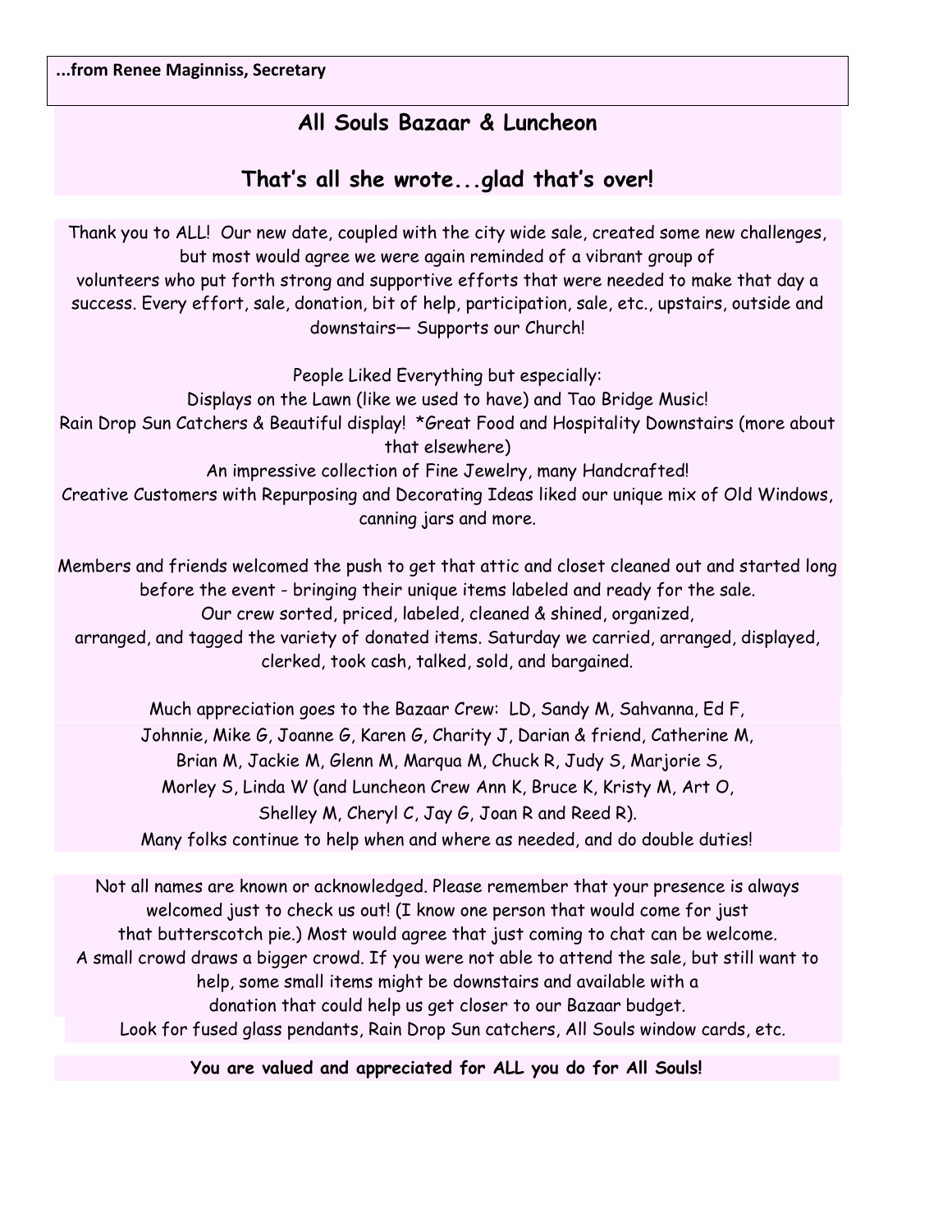**...from Renee Maginniss, Secretary**

## All Souls Bazaar & Luncheon

## That's all she wrote...glad that's over!

Thank you to ALL! Our new date, coupled with the city wide sale, created some new challenges, but most would agree we were again reminded of a vibrant group of volunteers who put forth strong and supportive efforts that were needed to make that day a success. Every effort, sale, donation, bit of help, participation, sale, etc., upstairs, outside and downstairs— Supports our Church!

People Liked Everything but especially:
Displays on the Lawn (like we used to have) and Tao Bridge Music!
Rain Drop Sun Catchers & Beautiful display! *Great Food and Hospitality Downstairs (more about that elsewhere)
An impressive collection of Fine Jewelry, many Handcrafted!
Creative Customers with Repurposing and Decorating Ideas liked our unique mix of Old Windows, canning jars and more.

Members and friends welcomed the push to get that attic and closet cleaned out and started long before the event - bringing their unique items labeled and ready for the sale.
Our crew sorted, priced, labeled, cleaned & shined, organized, arranged, and tagged the variety of donated items. Saturday we carried, arranged, displayed, clerked, took cash, talked, sold, and bargained.

Much appreciation goes to the Bazaar Crew: LD, Sandy M, Sahvanna, Ed F, Johnnie, Mike G, Joanne G, Karen G, Charity J, Darian & friend, Catherine M, Brian M, Jackie M, Glenn M, Marqua M, Chuck R, Judy S, Marjorie S, Morley S, Linda W (and Luncheon Crew Ann K, Bruce K, Kristy M, Art O, Shelley M, Cheryl C, Jay G, Joan R and Reed R).
Many folks continue to help when and where as needed, and do double duties!

Not all names are known or acknowledged. Please remember that your presence is always welcomed just to check us out! (I know one person that would come for just that butterscotch pie.) Most would agree that just coming to chat can be welcome.
A small crowd draws a bigger crowd. If you were not able to attend the sale, but still want to help, some small items might be downstairs and available with a donation that could help us get closer to our Bazaar budget.
Look for fused glass pendants, Rain Drop Sun catchers, All Souls window cards, etc.

**You are valued and appreciated for ALL you do for All Souls!**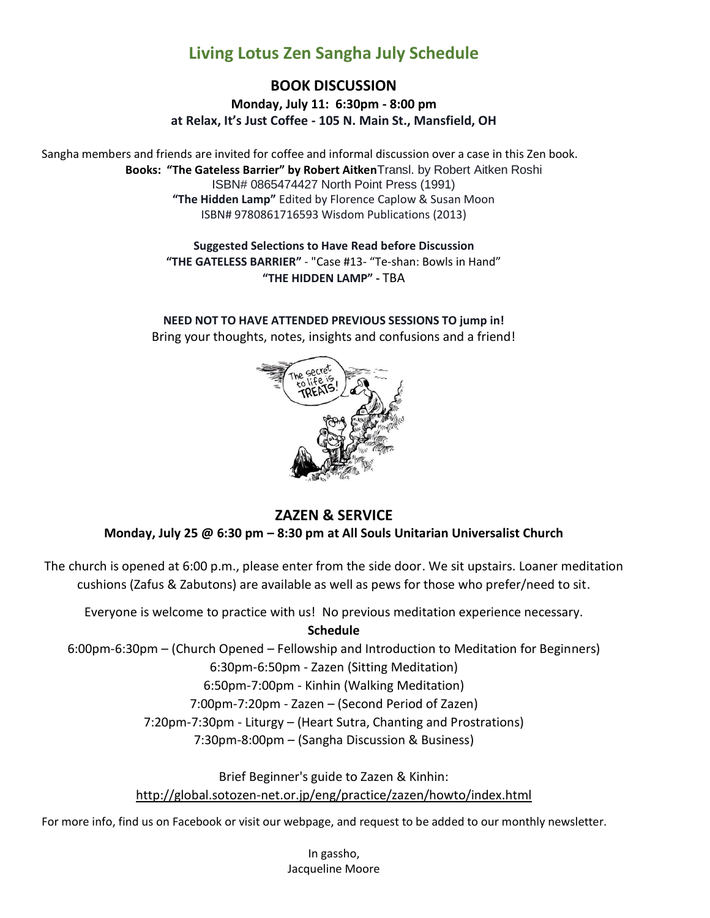# Living Lotus Zen Sangha July Schedule

## BOOK DISCUSSION

**Monday, July 11: 6:30pm - 8:00 pm**
**at Relax, It's Just Coffee - 105 N. Main St., Mansfield, OH**

Sangha members and friends are invited for coffee and informal discussion over a case in this Zen book.

**Books: "The Gateless Barrier" by Robert Aitken** Transl. by Robert Aitken Roshi
ISBN# 0865474427 North Point Press (1991)
**"The Hidden Lamp"** Edited by Florence Caplow & Susan Moon
ISBN# 9780861716593 Wisdom Publications (2013)

**Suggested Selections to Have Read before Discussion**
**"THE GATELESS BARRIER"** - "Case #13- "Te-shan: Bowls in Hand"
**"THE HIDDEN LAMP"** - TBA

**NEED NOT TO HAVE ATTENDED PREVIOUS SESSIONS TO jump in!**
Bring your thoughts, notes, insights and confusions and a friend!

## ZAZEN & SERVICE

**Monday, July 25 @ 6:30 pm – 8:30 pm at All Souls Unitarian Universalist Church**

The church is opened at 6:00 p.m., please enter from the side door. We sit upstairs. Loaner meditation cushions (Zafus & Zabutons) are available as well as pews for those who prefer/need to sit.

Everyone is welcome to practice with us! No previous meditation experience necessary.

**Schedule**

6:00pm-6:30pm – (Church Opened – Fellowship and Introduction to Meditation for Beginners)
6:30pm-6:50pm - Zazen (Sitting Meditation)
6:50pm-7:00pm - Kinhin (Walking Meditation)
7:00pm-7:20pm - Zazen – (Second Period of Zazen)
7:20pm-7:30pm - Liturgy – (Heart Sutra, Chanting and Prostrations)
7:30pm-8:00pm – (Sangha Discussion & Business)

Brief Beginner's guide to Zazen & Kinhin:
http://global.sotozen-net.or.jp/eng/practice/zazen/howto/index.html

For more info, find us on Facebook or visit our webpage, and request to be added to our monthly newsletter.

In gassho,
Jacqueline Moore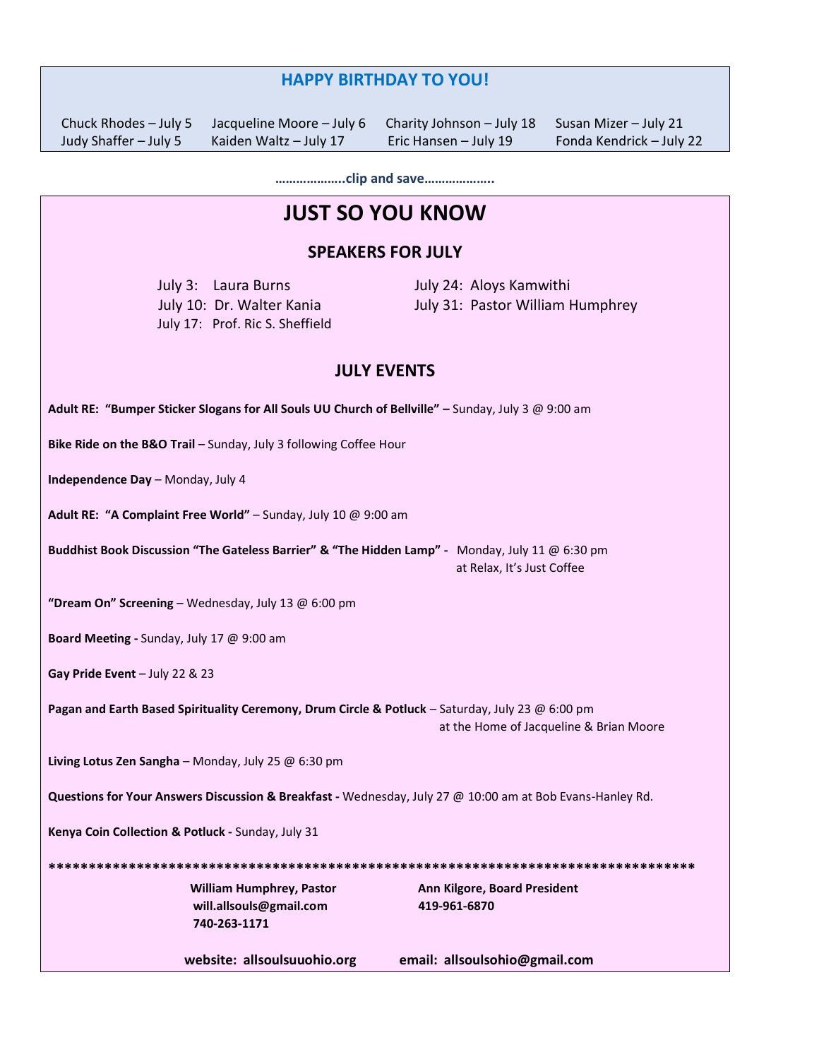## HAPPY BIRTHDAY TO YOU!

Chuck Rhodes – July 5
Judy Shaffer – July 5
Jacqueline Moore – July 6
Kaiden Waltz – July 17
Charity Johnson – July 18
Eric Hansen – July 19
Susan Mizer – July 21
Fonda Kendrick – July 22

**……………….clip and save………………..**

# JUST SO YOU KNOW

## SPEAKERS FOR JULY

July 3: Laura Burns
July 10: Dr. Walter Kania
July 17: Prof. Ric S. Sheffield
July 24: Aloys Kamwithi
July 31: Pastor William Humphrey

## JULY EVENTS

**Adult RE: "Bumper Sticker Slogans for All Souls UU Church of Bellville" –** Sunday, July 3 @ 9:00 am

**Bike Ride on the B&O Trail** – Sunday, July 3 following Coffee Hour

**Independence Day** – Monday, July 4

**Adult RE: "A Complaint Free World"** – Sunday, July 10 @ 9:00 am

**Buddhist Book Discussion "The Gateless Barrier" & "The Hidden Lamp" -** Monday, July 11 @ 6:30 pm at Relax, It's Just Coffee

**"Dream On" Screening** – Wednesday, July 13 @ 6:00 pm

**Board Meeting -** Sunday, July 17 @ 9:00 am

**Gay Pride Event** – July 22 & 23

**Pagan and Earth Based Spirituality Ceremony, Drum Circle & Potluck** – Saturday, July 23 @ 6:00 pm at the Home of Jacqueline & Brian Moore

**Living Lotus Zen Sangha** – Monday, July 25 @ 6:30 pm

**Questions for Your Answers Discussion & Breakfast -** Wednesday, July 27 @ 10:00 am at Bob Evans-Hanley Rd.

**Kenya Coin Collection & Potluck -** Sunday, July 31

*********************************************************************************

**William Humphrey, Pastor**
**will.allsouls@gmail.com**
**740-263-1171**

**Ann Kilgore, Board President**
**419-961-6870**

**website: allsoulsuuohio.org** **email: allsoulsohio@gmail.com**